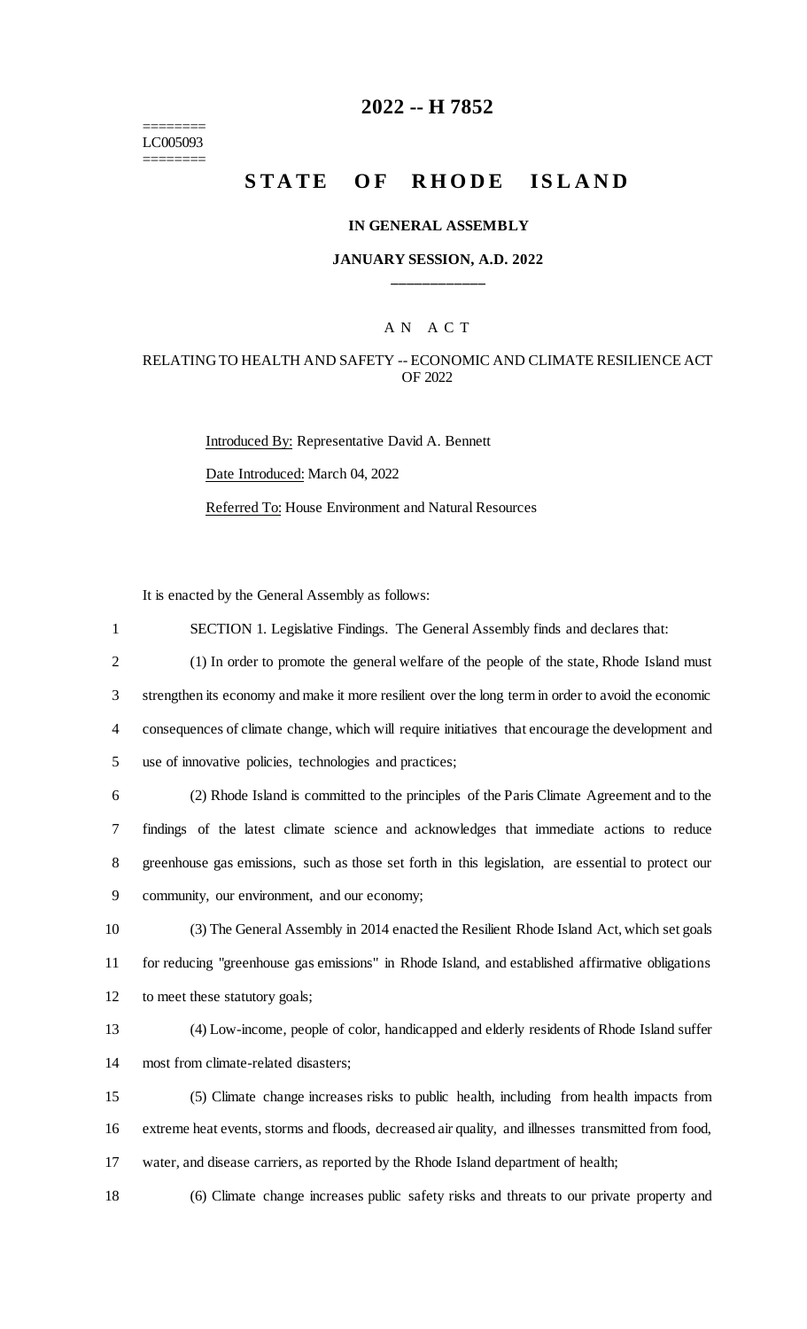========
LC005093
========

# 2022 -- H 7852

# STATE OF RHODE ISLAND

### IN GENERAL ASSEMBLY

### JANUARY SESSION, A.D. 2022

____________

A N A C T

RELATING TO HEALTH AND SAFETY -- ECONOMIC AND CLIMATE RESILIENCE ACT OF 2022

Introduced By: Representative David A. Bennett

Date Introduced: March 04, 2022

Referred To: House Environment and Natural Resources

It is enacted by the General Assembly as follows:

1 SECTION 1. Legislative Findings. The General Assembly finds and declares that:

2 (1) In order to promote the general welfare of the people of the state, Rhode Island must
3 strengthen its economy and make it more resilient over the long term in order to avoid the economic
4 consequences of climate change, which will require initiatives that encourage the development and
5 use of innovative policies, technologies and practices;

6 (2) Rhode Island is committed to the principles of the Paris Climate Agreement and to the
7 findings of the latest climate science and acknowledges that immediate actions to reduce
8 greenhouse gas emissions, such as those set forth in this legislation, are essential to protect our
9 community, our environment, and our economy;

10 (3) The General Assembly in 2014 enacted the Resilient Rhode Island Act, which set goals
11 for reducing "greenhouse gas emissions" in Rhode Island, and established affirmative obligations
12 to meet these statutory goals;

13 (4) Low-income, people of color, handicapped and elderly residents of Rhode Island suffer
14 most from climate-related disasters;

15 (5) Climate change increases risks to public health, including from health impacts from
16 extreme heat events, storms and floods, decreased air quality, and illnesses transmitted from food,
17 water, and disease carriers, as reported by the Rhode Island department of health;

18 (6) Climate change increases public safety risks and threats to our private property and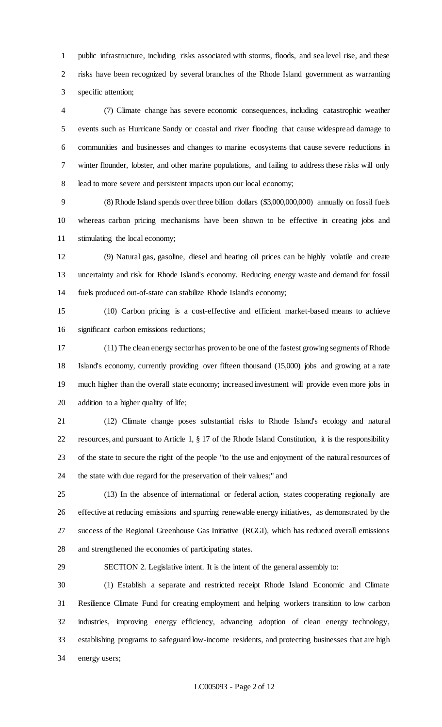public infrastructure, including risks associated with storms, floods, and sea level rise, and these risks have been recognized by several branches of the Rhode Island government as warranting specific attention;

(7) Climate change has severe economic consequences, including catastrophic weather events such as Hurricane Sandy or coastal and river flooding that cause widespread damage to communities and businesses and changes to marine ecosystems that cause severe reductions in winter flounder, lobster, and other marine populations, and failing to address these risks will only lead to more severe and persistent impacts upon our local economy;

(8) Rhode Island spends over three billion dollars ($3,000,000,000) annually on fossil fuels whereas carbon pricing mechanisms have been shown to be effective in creating jobs and stimulating the local economy;

(9) Natural gas, gasoline, diesel and heating oil prices can be highly volatile and create uncertainty and risk for Rhode Island's economy. Reducing energy waste and demand for fossil fuels produced out-of-state can stabilize Rhode Island's economy;

(10) Carbon pricing is a cost-effective and efficient market-based means to achieve significant carbon emissions reductions;

(11) The clean energy sector has proven to be one of the fastest growing segments of Rhode Island's economy, currently providing over fifteen thousand (15,000) jobs and growing at a rate much higher than the overall state economy; increased investment will provide even more jobs in addition to a higher quality of life;

(12) Climate change poses substantial risks to Rhode Island's ecology and natural resources, and pursuant to Article 1, § 17 of the Rhode Island Constitution, it is the responsibility of the state to secure the right of the people "to the use and enjoyment of the natural resources of the state with due regard for the preservation of their values;" and

(13) In the absence of international or federal action, states cooperating regionally are effective at reducing emissions and spurring renewable energy initiatives, as demonstrated by the success of the Regional Greenhouse Gas Initiative (RGGI), which has reduced overall emissions and strengthened the economies of participating states.

SECTION 2. Legislative intent. It is the intent of the general assembly to:

(1) Establish a separate and restricted receipt Rhode Island Economic and Climate Resilience Climate Fund for creating employment and helping workers transition to low carbon industries, improving energy efficiency, advancing adoption of clean energy technology, establishing programs to safeguard low-income residents, and protecting businesses that are high energy users;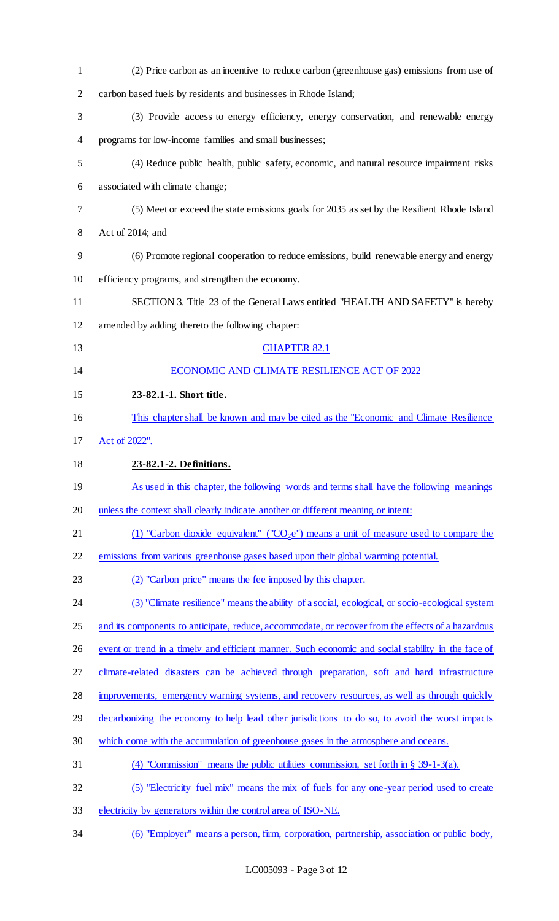(2) Price carbon as an incentive to reduce carbon (greenhouse gas) emissions from use of carbon based fuels by residents and businesses in Rhode Island;

(3) Provide access to energy efficiency, energy conservation, and renewable energy programs for low-income families and small businesses;

(4) Reduce public health, public safety, economic, and natural resource impairment risks associated with climate change;

(5) Meet or exceed the state emissions goals for 2035 as set by the Resilient Rhode Island Act of 2014; and

(6) Promote regional cooperation to reduce emissions, build renewable energy and energy efficiency programs, and strengthen the economy.

SECTION 3. Title 23 of the General Laws entitled "HEALTH AND SAFETY" is hereby amended by adding thereto the following chapter:

CHAPTER 82.1

ECONOMIC AND CLIMATE RESILIENCE ACT OF 2022

**23-82.1-1. Short title.**

This chapter shall be known and may be cited as the "Economic and Climate Resilience Act of 2022".

**23-82.1-2. Definitions.**

As used in this chapter, the following words and terms shall have the following meanings unless the context shall clearly indicate another or different meaning or intent:

(1) "Carbon dioxide equivalent" ("$CO_2e$") means a unit of measure used to compare the emissions from various greenhouse gases based upon their global warming potential.

(2) "Carbon price" means the fee imposed by this chapter.

(3) "Climate resilience" means the ability of a social, ecological, or socio-ecological system and its components to anticipate, reduce, accommodate, or recover from the effects of a hazardous event or trend in a timely and efficient manner. Such economic and social stability in the face of climate-related disasters can be achieved through preparation, soft and hard infrastructure improvements, emergency warning systems, and recovery resources, as well as through quickly decarbonizing the economy to help lead other jurisdictions to do so, to avoid the worst impacts which come with the accumulation of greenhouse gases in the atmosphere and oceans.

(4) "Commission" means the public utilities commission, set forth in § 39-1-3(a).

(5) "Electricity fuel mix" means the mix of fuels for any one-year period used to create electricity by generators within the control area of ISO-NE.

(6) "Employer" means a person, firm, corporation, partnership, association or public body,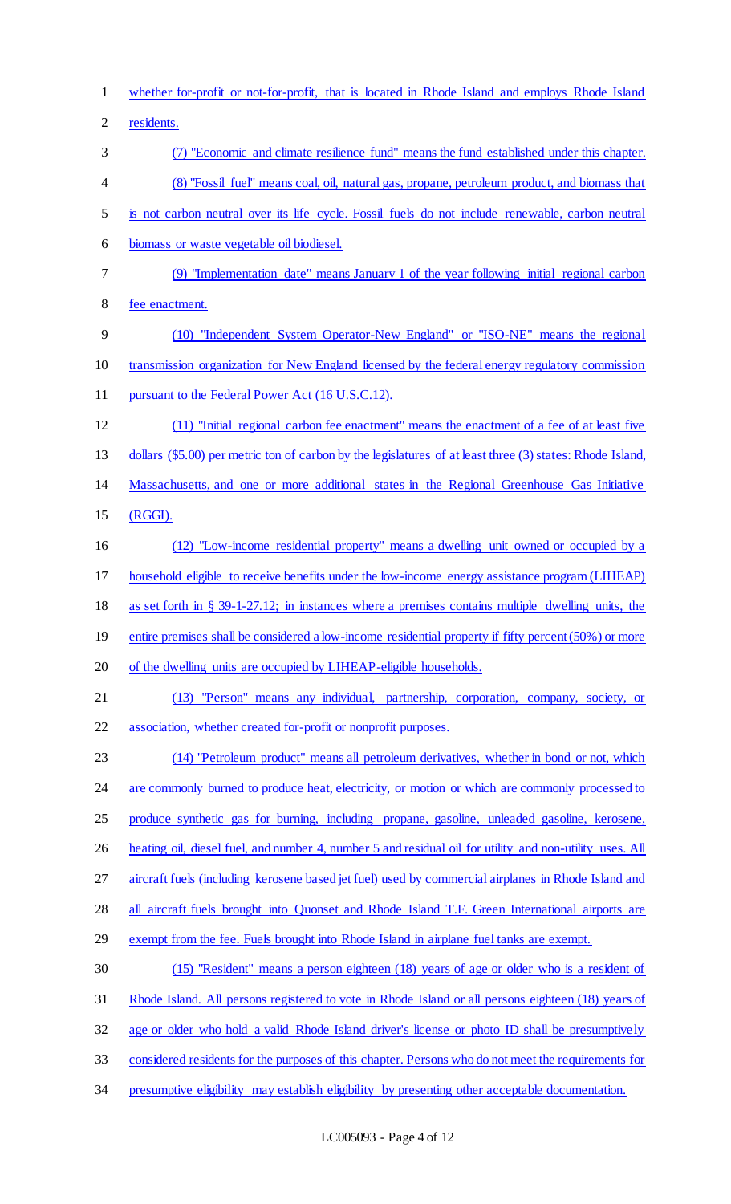whether for-profit or not-for-profit, that is located in Rhode Island and employs Rhode Island residents.

(7) "Economic and climate resilience fund" means the fund established under this chapter.

(8) "Fossil fuel" means coal, oil, natural gas, propane, petroleum product, and biomass that is not carbon neutral over its life cycle. Fossil fuels do not include renewable, carbon neutral biomass or waste vegetable oil biodiesel.

(9) "Implementation date" means January 1 of the year following initial regional carbon fee enactment.

(10) "Independent System Operator-New England" or "ISO-NE" means the regional transmission organization for New England licensed by the federal energy regulatory commission pursuant to the Federal Power Act (16 U.S.C.12).

(11) "Initial regional carbon fee enactment" means the enactment of a fee of at least five dollars ($5.00) per metric ton of carbon by the legislatures of at least three (3) states: Rhode Island, Massachusetts, and one or more additional states in the Regional Greenhouse Gas Initiative (RGGI).

(12) "Low-income residential property" means a dwelling unit owned or occupied by a household eligible to receive benefits under the low-income energy assistance program (LIHEAP) as set forth in § 39-1-27.12; in instances where a premises contains multiple dwelling units, the entire premises shall be considered a low-income residential property if fifty percent (50%) or more of the dwelling units are occupied by LIHEAP-eligible households.

(13) "Person" means any individual, partnership, corporation, company, society, or association, whether created for-profit or nonprofit purposes.

(14) "Petroleum product" means all petroleum derivatives, whether in bond or not, which are commonly burned to produce heat, electricity, or motion or which are commonly processed to produce synthetic gas for burning, including propane, gasoline, unleaded gasoline, kerosene, heating oil, diesel fuel, and number 4, number 5 and residual oil for utility and non-utility uses. All aircraft fuels (including kerosene based jet fuel) used by commercial airplanes in Rhode Island and all aircraft fuels brought into Quonset and Rhode Island T.F. Green International airports are exempt from the fee. Fuels brought into Rhode Island in airplane fuel tanks are exempt.

(15) "Resident" means a person eighteen (18) years of age or older who is a resident of Rhode Island. All persons registered to vote in Rhode Island or all persons eighteen (18) years of age or older who hold a valid Rhode Island driver's license or photo ID shall be presumptively considered residents for the purposes of this chapter. Persons who do not meet the requirements for presumptive eligibility may establish eligibility by presenting other acceptable documentation.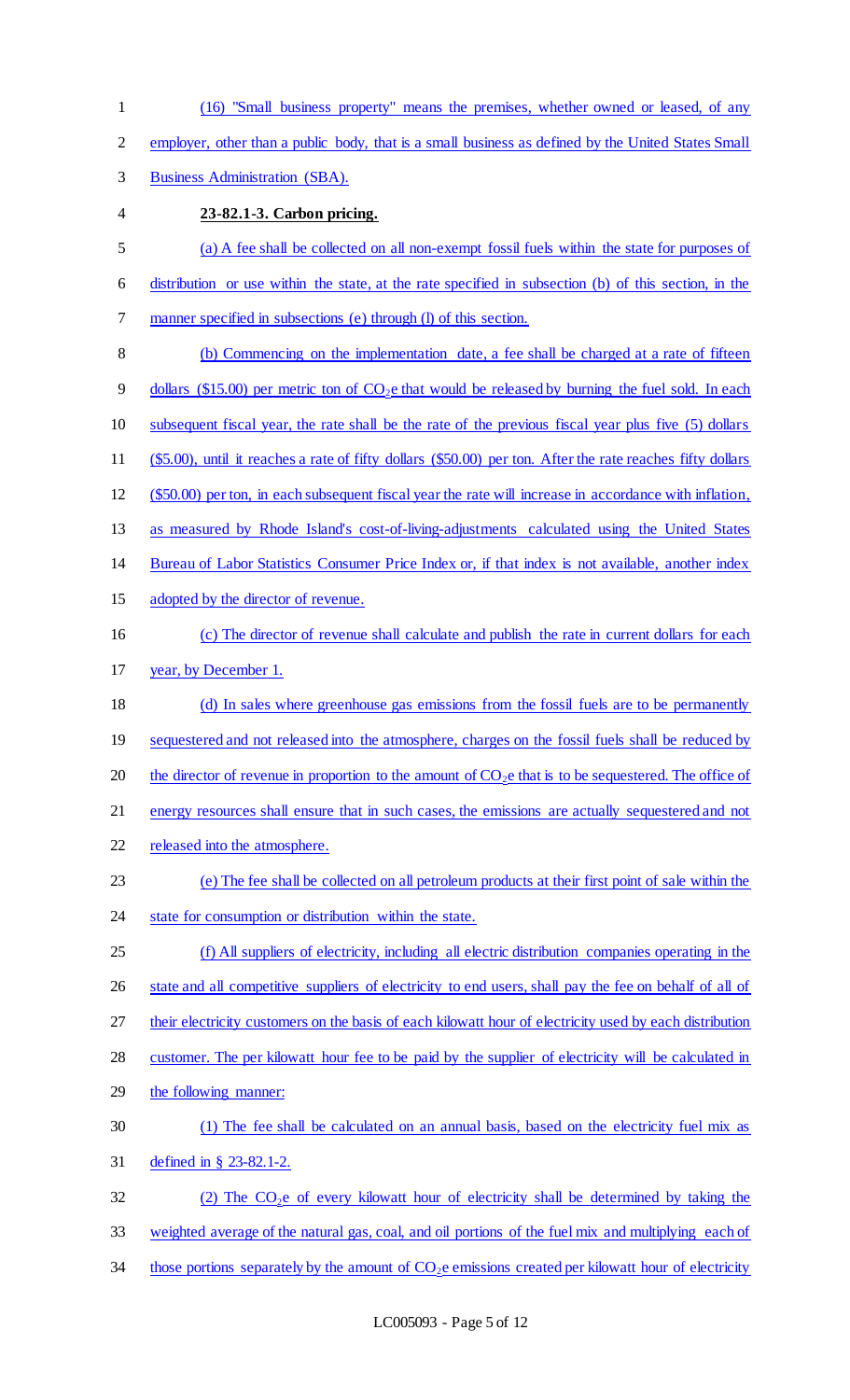(16) "Small business property" means the premises, whether owned or leased, of any employer, other than a public body, that is a small business as defined by the United States Small Business Administration (SBA).

**23-82.1-3. Carbon pricing.**

(a) A fee shall be collected on all non-exempt fossil fuels within the state for purposes of distribution or use within the state, at the rate specified in subsection (b) of this section, in the manner specified in subsections (e) through (l) of this section.

(b) Commencing on the implementation date, a fee shall be charged at a rate of fifteen dollars ($15.00) per metric ton of $CO_2e$ that would be released by burning the fuel sold. In each subsequent fiscal year, the rate shall be the rate of the previous fiscal year plus five (5) dollars ($5.00), until it reaches a rate of fifty dollars ($50.00) per ton. After the rate reaches fifty dollars ($50.00) per ton, in each subsequent fiscal year the rate will increase in accordance with inflation, as measured by Rhode Island's cost-of-living-adjustments calculated using the United States Bureau of Labor Statistics Consumer Price Index or, if that index is not available, another index adopted by the director of revenue.

(c) The director of revenue shall calculate and publish the rate in current dollars for each year, by December 1.

(d) In sales where greenhouse gas emissions from the fossil fuels are to be permanently sequestered and not released into the atmosphere, charges on the fossil fuels shall be reduced by the director of revenue in proportion to the amount of $CO_2e$ that is to be sequestered. The office of energy resources shall ensure that in such cases, the emissions are actually sequestered and not released into the atmosphere.

(e) The fee shall be collected on all petroleum products at their first point of sale within the state for consumption or distribution within the state.

(f) All suppliers of electricity, including all electric distribution companies operating in the state and all competitive suppliers of electricity to end users, shall pay the fee on behalf of all of their electricity customers on the basis of each kilowatt hour of electricity used by each distribution customer. The per kilowatt hour fee to be paid by the supplier of electricity will be calculated in the following manner:

(1) The fee shall be calculated on an annual basis, based on the electricity fuel mix as defined in § 23-82.1-2.

(2) The $CO_2e$ of every kilowatt hour of electricity shall be determined by taking the weighted average of the natural gas, coal, and oil portions of the fuel mix and multiplying each of those portions separately by the amount of $CO_2e$ emissions created per kilowatt hour of electricity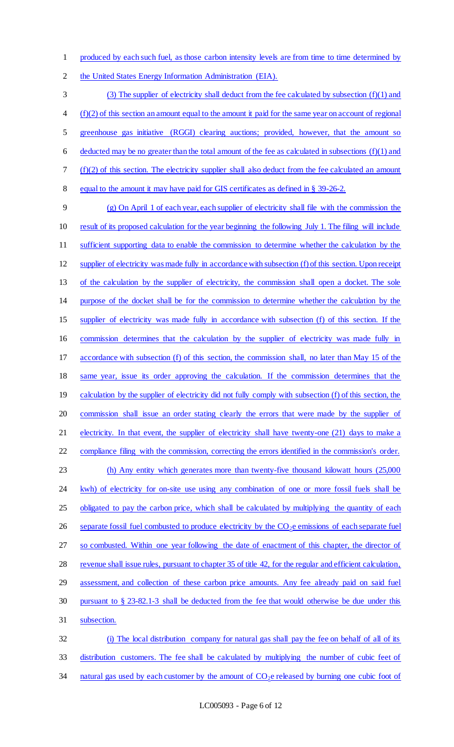produced by each such fuel, as those carbon intensity levels are from time to time determined by the United States Energy Information Administration (EIA).

(3) The supplier of electricity shall deduct from the fee calculated by subsection (f)(1) and (f)(2) of this section an amount equal to the amount it paid for the same year on account of regional greenhouse gas initiative (RGGI) clearing auctions; provided, however, that the amount so deducted may be no greater than the total amount of the fee as calculated in subsections (f)(1) and (f)(2) of this section. The electricity supplier shall also deduct from the fee calculated an amount equal to the amount it may have paid for GIS certificates as defined in § 39-26-2.

(g) On April 1 of each year, each supplier of electricity shall file with the commission the result of its proposed calculation for the year beginning the following July 1. The filing will include sufficient supporting data to enable the commission to determine whether the calculation by the supplier of electricity was made fully in accordance with subsection (f) of this section. Upon receipt of the calculation by the supplier of electricity, the commission shall open a docket. The sole purpose of the docket shall be for the commission to determine whether the calculation by the supplier of electricity was made fully in accordance with subsection (f) of this section. If the commission determines that the calculation by the supplier of electricity was made fully in accordance with subsection (f) of this section, the commission shall, no later than May 15 of the same year, issue its order approving the calculation. If the commission determines that the calculation by the supplier of electricity did not fully comply with subsection (f) of this section, the commission shall issue an order stating clearly the errors that were made by the supplier of electricity. In that event, the supplier of electricity shall have twenty-one (21) days to make a compliance filing with the commission, correcting the errors identified in the commission's order.

(h) Any entity which generates more than twenty-five thousand kilowatt hours (25,000 kwh) of electricity for on-site use using any combination of one or more fossil fuels shall be obligated to pay the carbon price, which shall be calculated by multiplying the quantity of each separate fossil fuel combusted to produce electricity by the $CO_2e$ emissions of each separate fuel so combusted. Within one year following the date of enactment of this chapter, the director of revenue shall issue rules, pursuant to chapter 35 of title 42, for the regular and efficient calculation, assessment, and collection of these carbon price amounts. Any fee already paid on said fuel pursuant to § 23-82.1-3 shall be deducted from the fee that would otherwise be due under this subsection.

(i) The local distribution company for natural gas shall pay the fee on behalf of all of its distribution customers. The fee shall be calculated by multiplying the number of cubic feet of natural gas used by each customer by the amount of $CO_2e$ released by burning one cubic foot of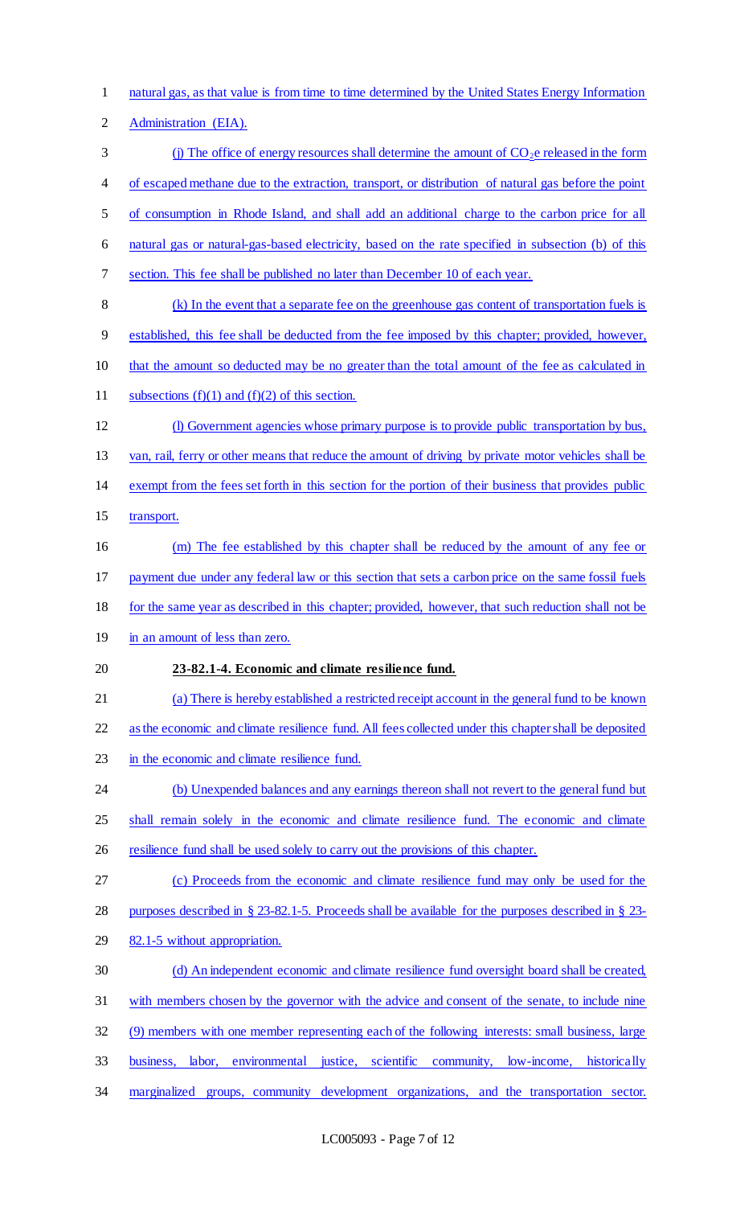natural gas, as that value is from time to time determined by the United States Energy Information Administration (EIA).

(j) The office of energy resources shall determine the amount of $CO_2e$ released in the form of escaped methane due to the extraction, transport, or distribution of natural gas before the point of consumption in Rhode Island, and shall add an additional charge to the carbon price for all natural gas or natural-gas-based electricity, based on the rate specified in subsection (b) of this section. This fee shall be published no later than December 10 of each year.

(k) In the event that a separate fee on the greenhouse gas content of transportation fuels is established, this fee shall be deducted from the fee imposed by this chapter; provided, however, that the amount so deducted may be no greater than the total amount of the fee as calculated in subsections (f)(1) and (f)(2) of this section.

(l) Government agencies whose primary purpose is to provide public transportation by bus, van, rail, ferry or other means that reduce the amount of driving by private motor vehicles shall be exempt from the fees set forth in this section for the portion of their business that provides public transport.

(m) The fee established by this chapter shall be reduced by the amount of any fee or payment due under any federal law or this section that sets a carbon price on the same fossil fuels for the same year as described in this chapter; provided, however, that such reduction shall not be in an amount of less than zero.

**23-82.1-4. Economic and climate resilience fund.**

(a) There is hereby established a restricted receipt account in the general fund to be known as the economic and climate resilience fund. All fees collected under this chapter shall be deposited in the economic and climate resilience fund.

(b) Unexpended balances and any earnings thereon shall not revert to the general fund but shall remain solely in the economic and climate resilience fund. The economic and climate resilience fund shall be used solely to carry out the provisions of this chapter.

(c) Proceeds from the economic and climate resilience fund may only be used for the purposes described in § 23-82.1-5. Proceeds shall be available for the purposes described in § 23-82.1-5 without appropriation.

(d) An independent economic and climate resilience fund oversight board shall be created, with members chosen by the governor with the advice and consent of the senate, to include nine (9) members with one member representing each of the following interests: small business, large business, labor, environmental justice, scientific community, low-income, historically marginalized groups, community development organizations, and the transportation sector.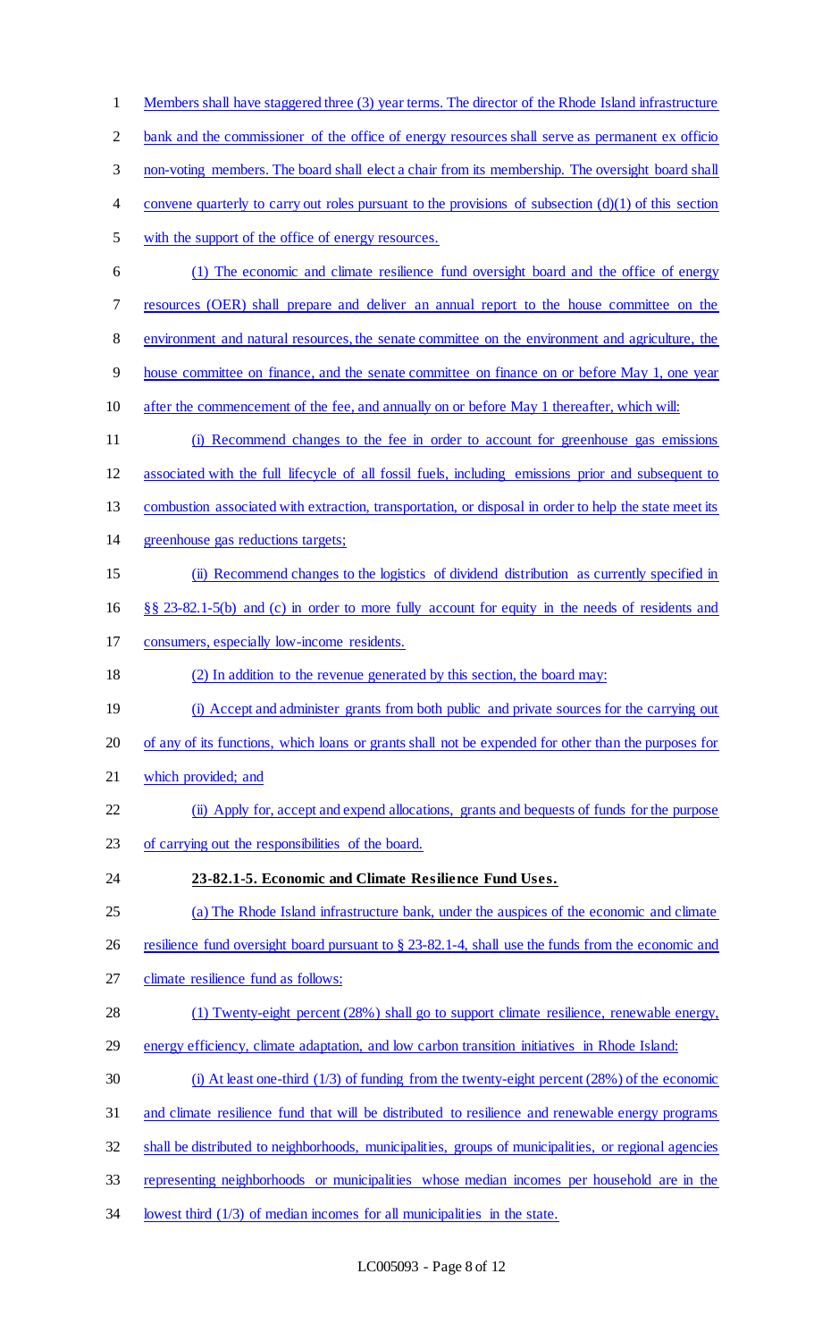Members shall have staggered three (3) year terms. The director of the Rhode Island infrastructure bank and the commissioner of the office of energy resources shall serve as permanent ex officio non-voting members. The board shall elect a chair from its membership. The oversight board shall convene quarterly to carry out roles pursuant to the provisions of subsection (d)(1) of this section with the support of the office of energy resources.

(1) The economic and climate resilience fund oversight board and the office of energy resources (OER) shall prepare and deliver an annual report to the house committee on the environment and natural resources, the senate committee on the environment and agriculture, the house committee on finance, and the senate committee on finance on or before May 1, one year after the commencement of the fee, and annually on or before May 1 thereafter, which will:

(i) Recommend changes to the fee in order to account for greenhouse gas emissions associated with the full lifecycle of all fossil fuels, including emissions prior and subsequent to combustion associated with extraction, transportation, or disposal in order to help the state meet its greenhouse gas reductions targets;

(ii) Recommend changes to the logistics of dividend distribution as currently specified in §§ 23-82.1-5(b) and (c) in order to more fully account for equity in the needs of residents and consumers, especially low-income residents.

(2) In addition to the revenue generated by this section, the board may:

(i) Accept and administer grants from both public and private sources for the carrying out of any of its functions, which loans or grants shall not be expended for other than the purposes for which provided; and

(ii) Apply for, accept and expend allocations, grants and bequests of funds for the purpose of carrying out the responsibilities of the board.

**23-82.1-5. Economic and Climate Resilience Fund Uses.**

(a) The Rhode Island infrastructure bank, under the auspices of the economic and climate resilience fund oversight board pursuant to § 23-82.1-4, shall use the funds from the economic and climate resilience fund as follows:

(1) Twenty-eight percent (28%) shall go to support climate resilience, renewable energy, energy efficiency, climate adaptation, and low carbon transition initiatives in Rhode Island:

(i) At least one-third (1/3) of funding from the twenty-eight percent (28%) of the economic and climate resilience fund that will be distributed to resilience and renewable energy programs shall be distributed to neighborhoods, municipalities, groups of municipalities, or regional agencies representing neighborhoods or municipalities whose median incomes per household are in the lowest third (1/3) of median incomes for all municipalities in the state.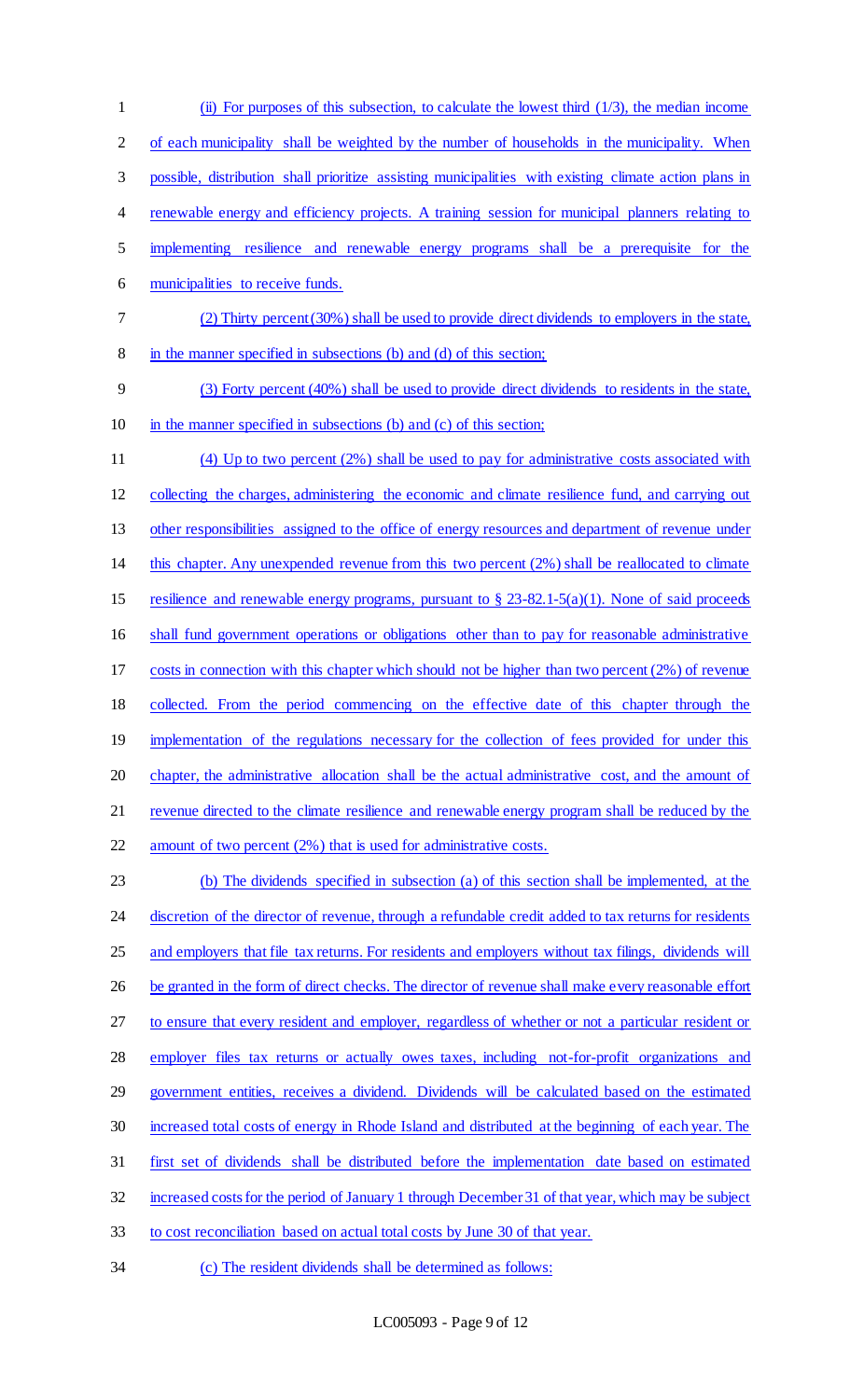(ii) For purposes of this subsection, to calculate the lowest third (1/3), the median income of each municipality shall be weighted by the number of households in the municipality. When possible, distribution shall prioritize assisting municipalities with existing climate action plans in renewable energy and efficiency projects. A training session for municipal planners relating to implementing resilience and renewable energy programs shall be a prerequisite for the municipalities to receive funds.

(2) Thirty percent (30%) shall be used to provide direct dividends to employers in the state, in the manner specified in subsections (b) and (d) of this section;

(3) Forty percent (40%) shall be used to provide direct dividends to residents in the state, in the manner specified in subsections (b) and (c) of this section;

(4) Up to two percent (2%) shall be used to pay for administrative costs associated with collecting the charges, administering the economic and climate resilience fund, and carrying out other responsibilities assigned to the office of energy resources and department of revenue under this chapter. Any unexpended revenue from this two percent (2%) shall be reallocated to climate resilience and renewable energy programs, pursuant to § 23-82.1-5(a)(1). None of said proceeds shall fund government operations or obligations other than to pay for reasonable administrative costs in connection with this chapter which should not be higher than two percent (2%) of revenue collected. From the period commencing on the effective date of this chapter through the implementation of the regulations necessary for the collection of fees provided for under this chapter, the administrative allocation shall be the actual administrative cost, and the amount of revenue directed to the climate resilience and renewable energy program shall be reduced by the amount of two percent (2%) that is used for administrative costs.

(b) The dividends specified in subsection (a) of this section shall be implemented, at the discretion of the director of revenue, through a refundable credit added to tax returns for residents and employers that file tax returns. For residents and employers without tax filings, dividends will be granted in the form of direct checks. The director of revenue shall make every reasonable effort to ensure that every resident and employer, regardless of whether or not a particular resident or employer files tax returns or actually owes taxes, including not-for-profit organizations and government entities, receives a dividend. Dividends will be calculated based on the estimated increased total costs of energy in Rhode Island and distributed at the beginning of each year. The first set of dividends shall be distributed before the implementation date based on estimated increased costs for the period of January 1 through December 31 of that year, which may be subject to cost reconciliation based on actual total costs by June 30 of that year.

(c) The resident dividends shall be determined as follows: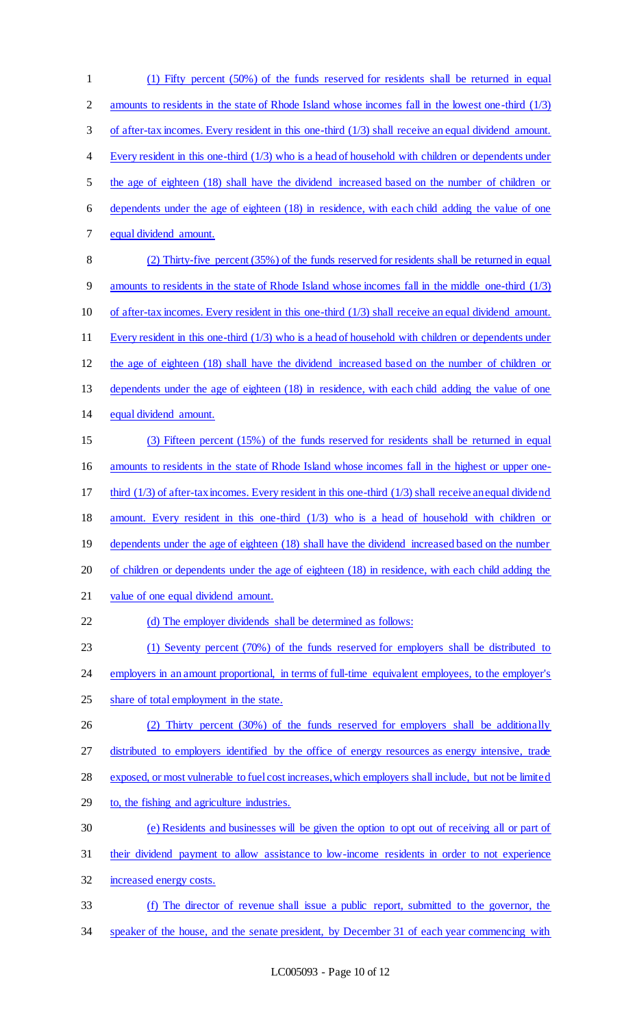(1) Fifty percent (50%) of the funds reserved for residents shall be returned in equal amounts to residents in the state of Rhode Island whose incomes fall in the lowest one-third (1/3) of after-tax incomes. Every resident in this one-third (1/3) shall receive an equal dividend amount. Every resident in this one-third (1/3) who is a head of household with children or dependents under the age of eighteen (18) shall have the dividend increased based on the number of children or dependents under the age of eighteen (18) in residence, with each child adding the value of one equal dividend amount.

(2) Thirty-five percent (35%) of the funds reserved for residents shall be returned in equal amounts to residents in the state of Rhode Island whose incomes fall in the middle one-third (1/3) of after-tax incomes. Every resident in this one-third (1/3) shall receive an equal dividend amount. Every resident in this one-third (1/3) who is a head of household with children or dependents under the age of eighteen (18) shall have the dividend increased based on the number of children or dependents under the age of eighteen (18) in residence, with each child adding the value of one equal dividend amount.

(3) Fifteen percent (15%) of the funds reserved for residents shall be returned in equal amounts to residents in the state of Rhode Island whose incomes fall in the highest or upper one-third (1/3) of after-tax incomes. Every resident in this one-third (1/3) shall receive an equal dividend amount. Every resident in this one-third (1/3) who is a head of household with children or dependents under the age of eighteen (18) shall have the dividend increased based on the number of children or dependents under the age of eighteen (18) in residence, with each child adding the value of one equal dividend amount.

(d) The employer dividends shall be determined as follows:

(1) Seventy percent (70%) of the funds reserved for employers shall be distributed to employers in an amount proportional, in terms of full-time equivalent employees, to the employer's share of total employment in the state.

(2) Thirty percent (30%) of the funds reserved for employers shall be additionally distributed to employers identified by the office of energy resources as energy intensive, trade exposed, or most vulnerable to fuel cost increases, which employers shall include, but not be limited to, the fishing and agriculture industries.

(e) Residents and businesses will be given the option to opt out of receiving all or part of their dividend payment to allow assistance to low-income residents in order to not experience increased energy costs.

(f) The director of revenue shall issue a public report, submitted to the governor, the speaker of the house, and the senate president, by December 31 of each year commencing with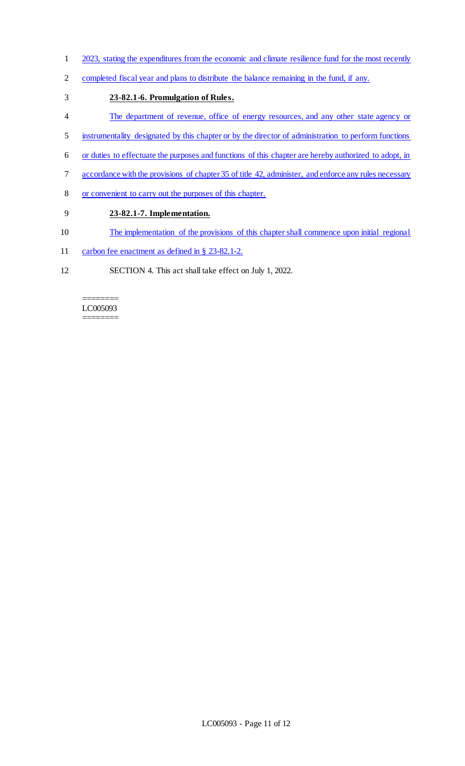2023, stating the expenditures from the economic and climate resilience fund for the most recently completed fiscal year and plans to distribute the balance remaining in the fund, if any.

**23-82.1-6. Promulgation of Rules.**

The department of revenue, office of energy resources, and any other state agency or instrumentality designated by this chapter or by the director of administration to perform functions or duties to effectuate the purposes and functions of this chapter are hereby authorized to adopt, in accordance with the provisions of chapter 35 of title 42, administer, and enforce any rules necessary or convenient to carry out the purposes of this chapter.

**23-82.1-7. Implementation.**

The implementation of the provisions of this chapter shall commence upon initial regional carbon fee enactment as defined in § 23-82.1-2.

SECTION 4. This act shall take effect on July 1, 2022.

========
LC005093
========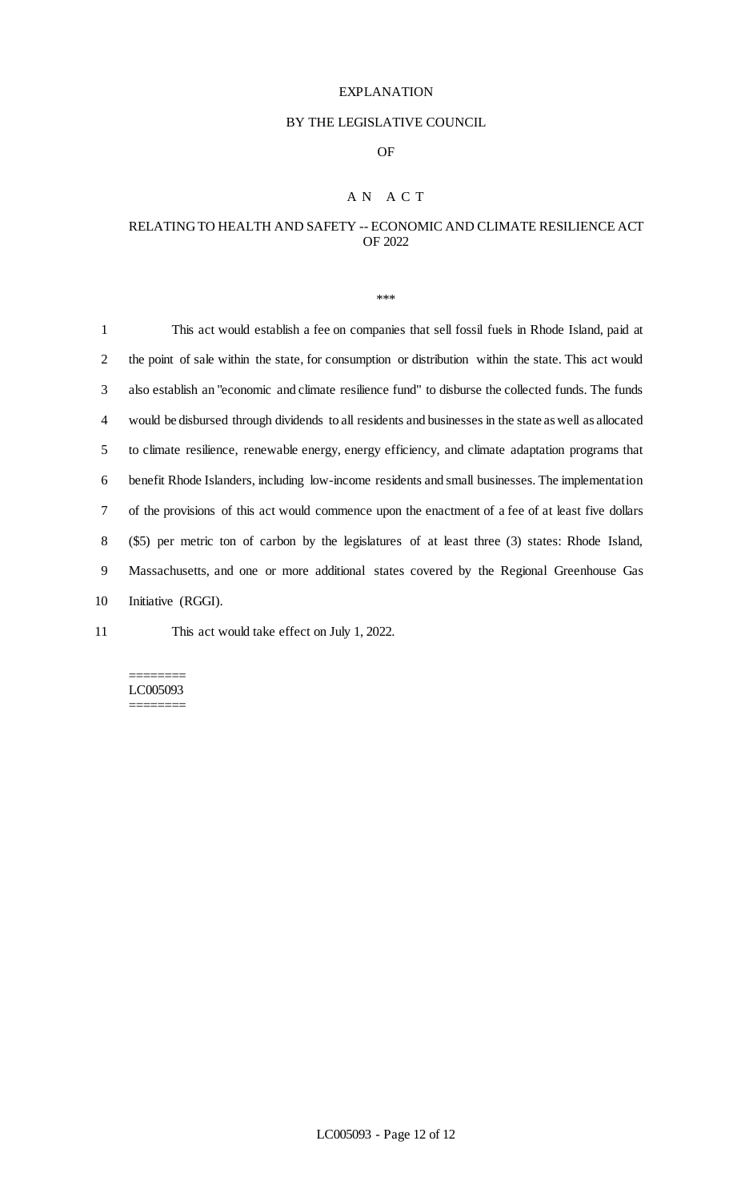EXPLANATION

BY THE LEGISLATIVE COUNCIL

OF

A N A C T

RELATING TO HEALTH AND SAFETY -- ECONOMIC AND CLIMATE RESILIENCE ACT OF 2022

\*\*\*

This act would establish a fee on companies that sell fossil fuels in Rhode Island, paid at the point of sale within the state, for consumption or distribution within the state. This act would also establish an "economic and climate resilience fund" to disburse the collected funds. The funds would be disbursed through dividends to all residents and businesses in the state as well as allocated to climate resilience, renewable energy, energy efficiency, and climate adaptation programs that benefit Rhode Islanders, including low-income residents and small businesses. The implementation of the provisions of this act would commence upon the enactment of a fee of at least five dollars ($5) per metric ton of carbon by the legislatures of at least three (3) states: Rhode Island, Massachusetts, and one or more additional states covered by the Regional Greenhouse Gas Initiative (RGGI).

This act would take effect on July 1, 2022.

========
LC005093
========